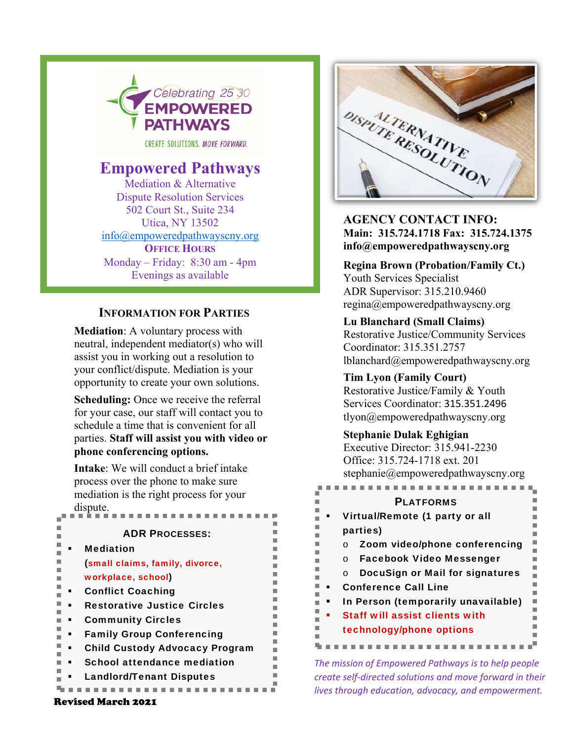Celebrating 25 30

EMPOWERED PATHWAYS

CREATE SOLUTIONS. MOVE FORWARD.

# Empowered Pathways

Mediation & Alternative Dispute Resolution Services
502 Court St., Suite 234
Utica, NY 13502
info@empoweredpathwayscny.org

**Office Hours**

Monday – Friday: 8:30 am - 4pm
Evenings as available

## Information for Parties

**Mediation**: A voluntary process with neutral, independent mediator(s) who will assist you in working out a resolution to your conflict/dispute. Mediation is your opportunity to create your own solutions.

**Scheduling:** Once we receive the referral for your case, our staff will contact you to schedule a time that is convenient for all parties. **Staff will assist you with video or phone conferencing options.**

**Intake**: We will conduct a brief intake process over the phone to make sure mediation is the right process for your dispute.

### ADR Processes:

- Mediation (small claims, family, divorce, workplace, school)
- Conflict Coaching
- Restorative Justice Circles
- Community Circles
- Family Group Conferencing
- Child Custody Advocacy Program
- School attendance mediation
- Landlord/Tenant Disputes

**Revised March 2021**

## Agency Contact Info:

**Main: 315.724.1718 Fax: 315.724.1375**
**info@empoweredpathwayscny.org**

**Regina Brown (Probation/Family Ct.)**
Youth Services Specialist
ADR Supervisor: 315.210.9460
regina@empoweredpathwayscny.org

**Lu Blanchard (Small Claims)**
Restorative Justice/Community Services Coordinator: 315.351.2757
lblanchard@empoweredpathwayscny.org

**Tim Lyon (Family Court)**
Restorative Justice/Family & Youth Services Coordinator: 315.351.2496
tlyon@empoweredpathwayscny.org

**Stephanie Dulak Eghigian**
Executive Director: 315.941-2230
Office: 315.724-1718 ext. 201
stephanie@empoweredpathwayscny.org

### Platforms

- Virtual/Remote (1 party or all parties)
  - Zoom video/phone conferencing
  - Facebook Video Messenger
  - DocuSign or Mail for signatures
- Conference Call Line
- In Person (temporarily unavailable)
- Staff will assist clients with technology/phone options

*The mission of Empowered Pathways is to help people create self-directed solutions and move forward in their lives through education, advocacy, and empowerment.*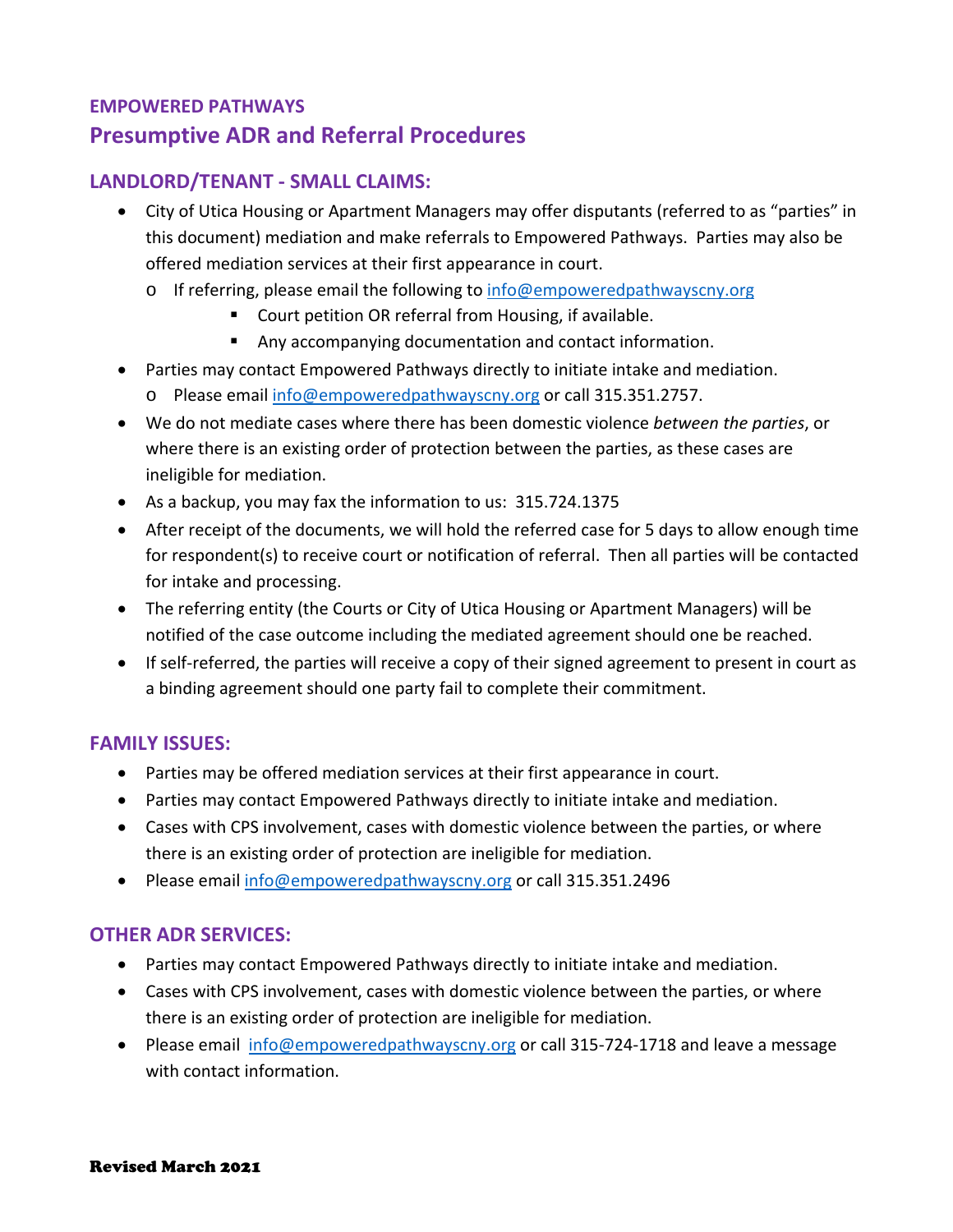**EMPOWERED PATHWAYS**

# Presumptive ADR and Referral Procedures

## LANDLORD/TENANT - SMALL CLAIMS:

- City of Utica Housing or Apartment Managers may offer disputants (referred to as "parties" in this document) mediation and make referrals to Empowered Pathways. Parties may also be offered mediation services at their first appearance in court.
  - If referring, please email the following to info@empoweredpathwayscny.org
    - Court petition OR referral from Housing, if available.
    - Any accompanying documentation and contact information.
- Parties may contact Empowered Pathways directly to initiate intake and mediation.
  - Please email info@empoweredpathwayscny.org or call 315.351.2757.
- We do not mediate cases where there has been domestic violence *between the parties*, or where there is an existing order of protection between the parties, as these cases are ineligible for mediation.
- As a backup, you may fax the information to us: 315.724.1375
- After receipt of the documents, we will hold the referred case for 5 days to allow enough time for respondent(s) to receive court or notification of referral. Then all parties will be contacted for intake and processing.
- The referring entity (the Courts or City of Utica Housing or Apartment Managers) will be notified of the case outcome including the mediated agreement should one be reached.
- If self-referred, the parties will receive a copy of their signed agreement to present in court as a binding agreement should one party fail to complete their commitment.

## FAMILY ISSUES:

- Parties may be offered mediation services at their first appearance in court.
- Parties may contact Empowered Pathways directly to initiate intake and mediation.
- Cases with CPS involvement, cases with domestic violence between the parties, or where there is an existing order of protection are ineligible for mediation.
- Please email info@empoweredpathwayscny.org or call 315.351.2496

## OTHER ADR SERVICES:

- Parties may contact Empowered Pathways directly to initiate intake and mediation.
- Cases with CPS involvement, cases with domestic violence between the parties, or where there is an existing order of protection are ineligible for mediation.
- Please email info@empoweredpathwayscny.org or call 315-724-1718 and leave a message with contact information.

**Revised March 2021**